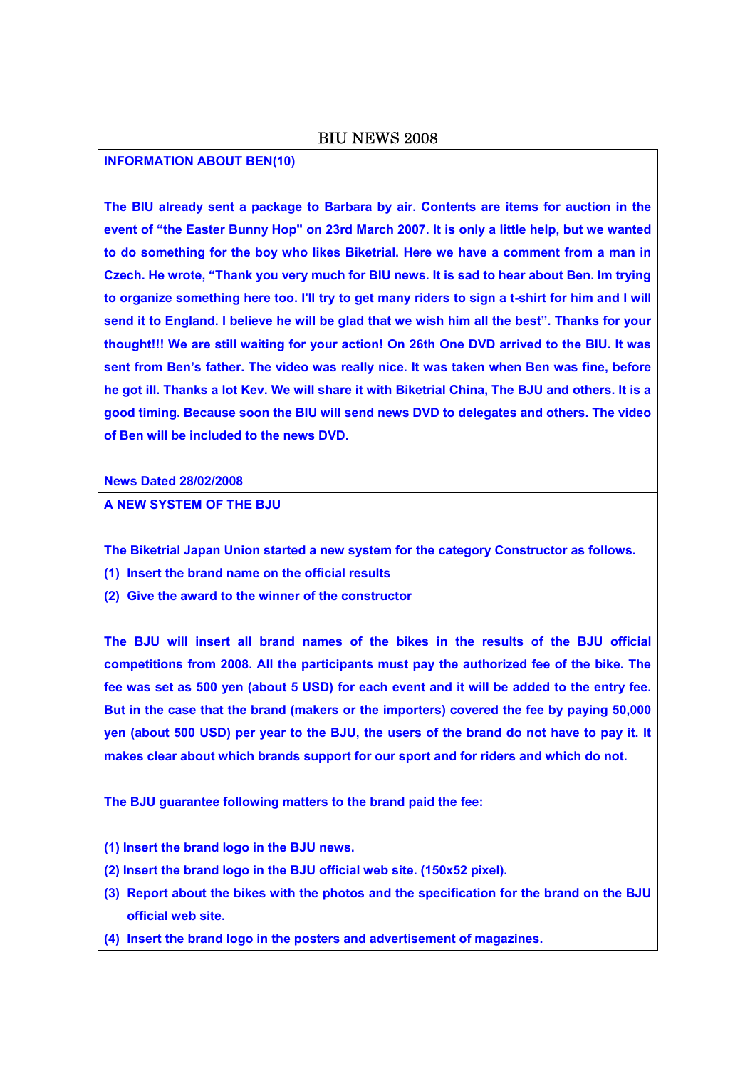# BIU NEWS 2008

**INFORMATION ABOUT BEN(10)**

**The BIU already sent a package to Barbara by air. Contents are items for auction in the event of "the Easter Bunny Hop" on 23rd March 2007. It is only a little help, but we wanted to do something for the boy who likes Biketrial. Here we have a comment from a man in Czech. He wrote, "Thank you very much for BIU news. It is sad to hear about Ben. Im trying to organize something here too. I'll try to get many riders to sign a t-shirt for him and I will send it to England. I believe he will be glad that we wish him all the best". Thanks for your thought!!! We are still waiting for your action! On 26th One DVD arrived to the BIU. It was sent from Ben's father. The video was really nice. It was taken when Ben was fine, before he got ill. Thanks a lot Kev. We will share it with Biketrial China, The BJU and others. It is a good timing. Because soon the BIU will send news DVD to delegates and others. The video of Ben will be included to the news DVD.**

**News Dated 28/02/2008**

**A NEW SYSTEM OF THE BJU**

**The Biketrial Japan Union started a new system for the category Constructor as follows.**

**(1) Insert the brand name on the official results**

**(2) Give the award to the winner of the constructor**

**The BJU will insert all brand names of the bikes in the results of the BJU official competitions from 2008. All the participants must pay the authorized fee of the bike. The fee was set as 500 yen (about 5 USD) for each event and it will be added to the entry fee. But in the case that the brand (makers or the importers) covered the fee by paying 50,000 yen (about 500 USD) per year to the BJU, the users of the brand do not have to pay it. It makes clear about which brands support for our sport and for riders and which do not.**

**The BJU guarantee following matters to the brand paid the fee:**

**(1) Insert the brand logo in the BJU news.**

**(2) Insert the brand logo in the BJU official web site. (150x52 pixel).**

**(3) Report about the bikes with the photos and the specification for the brand on the BJU official web site.**

**(4) Insert the brand logo in the posters and advertisement of magazines.**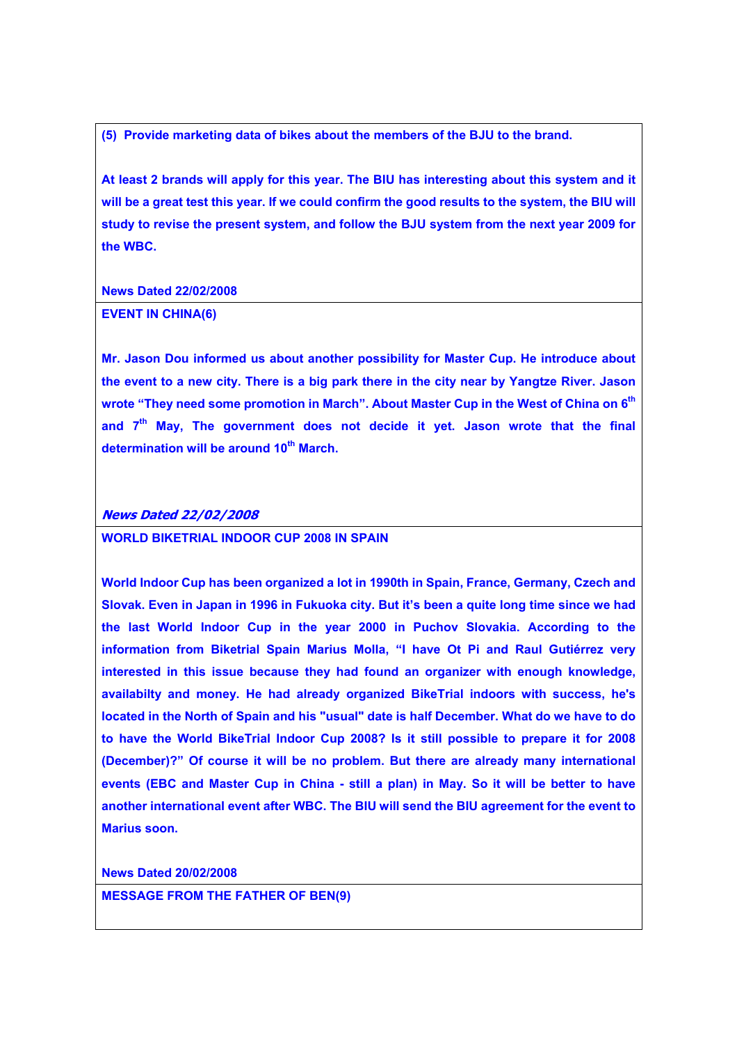**(5) Provide marketing data of bikes about the members of the BJU to the brand.**

**At least 2 brands will apply for this year. The BIU has interesting about this system and it will be a great test this year. If we could confirm the good results to the system, the BIU will study to revise the present system, and follow the BJU system from the next year 2009 for the WBC.**

**News Dated 22/02/2008**

**EVENT IN CHINA(6)**

**Mr. Jason Dou informed us about another possibility for Master Cup. He introduce about the event to a new city. There is a big park there in the city near by Yangtze River. Jason wrote "They need some promotion in March". About Master Cup in the West of China on 6th and 7th May, The government does not decide it yet. Jason wrote that the final determination will be around 10th March.**

***News Dated 22/02/2008***

**WORLD BIKETRIAL INDOOR CUP 2008 IN SPAIN**

**World Indoor Cup has been organized a lot in 1990th in Spain, France, Germany, Czech and Slovak. Even in Japan in 1996 in Fukuoka city. But it's been a quite long time since we had the last World Indoor Cup in the year 2000 in Puchov Slovakia. According to the information from Biketrial Spain Marius Molla, "I have Ot Pi and Raul Gutiérrez very interested in this issue because they had found an organizer with enough knowledge, availabilty and money. He had already organized BikeTrial indoors with success, he's located in the North of Spain and his "usual" date is half December. What do we have to do to have the World BikeTrial Indoor Cup 2008? Is it still possible to prepare it for 2008 (December)?" Of course it will be no problem. But there are already many international events (EBC and Master Cup in China - still a plan) in May. So it will be better to have another international event after WBC. The BIU will send the BIU agreement for the event to Marius soon.**

**News Dated 20/02/2008**

**MESSAGE FROM THE FATHER OF BEN(9)**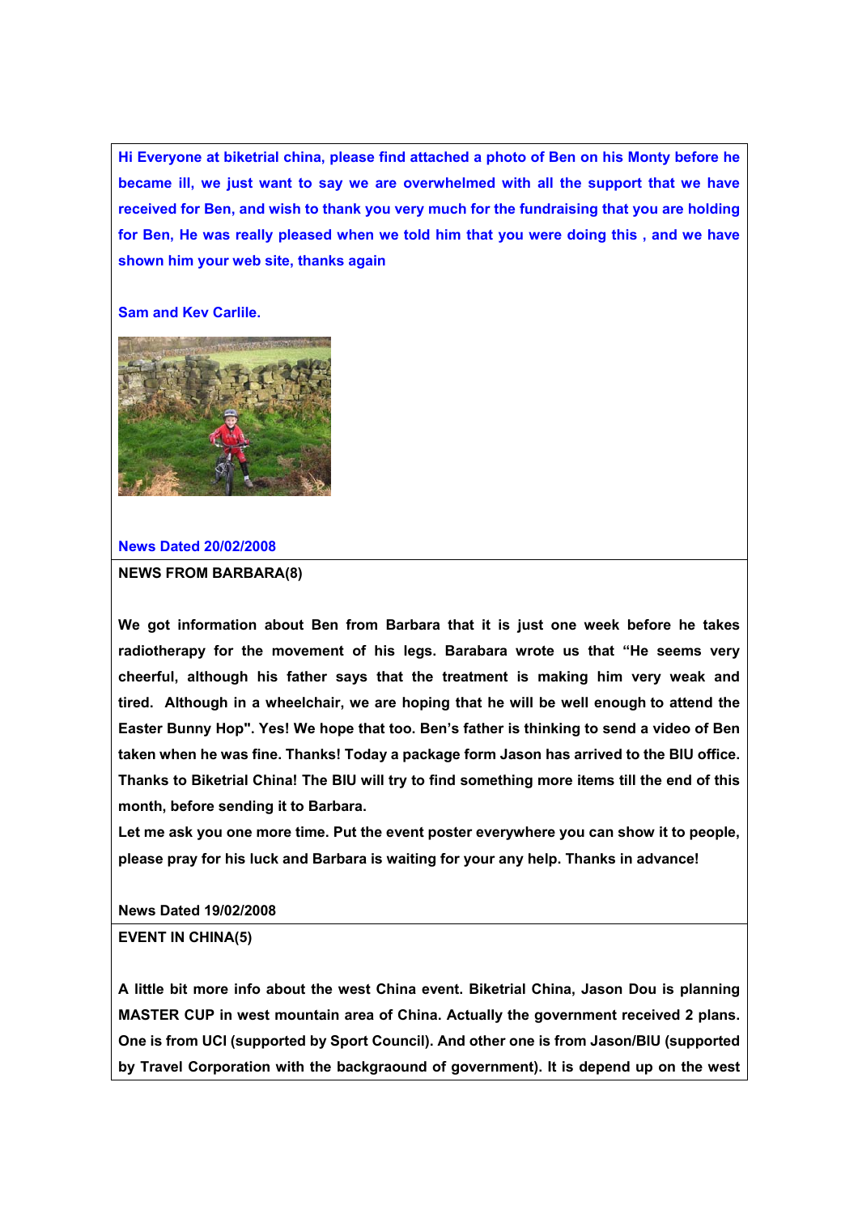**Hi Everyone at biketrial china, please find attached a photo of Ben on his Monty before he became ill, we just want to say we are overwhelmed with all the support that we have received for Ben, and wish to thank you very much for the fundraising that you are holding for Ben, He was really pleased when we told him that you were doing this , and we have shown him your web site, thanks again**

**Sam and Kev Carlile.**

**News Dated 20/02/2008**

**NEWS FROM BARBARA(8)**

**We got information about Ben from Barbara that it is just one week before he takes radiotherapy for the movement of his legs. Barabara wrote us that "He seems very cheerful, although his father says that the treatment is making him very weak and tired. Although in a wheelchair, we are hoping that he will be well enough to attend the Easter Bunny Hop". Yes! We hope that too. Ben's father is thinking to send a video of Ben taken when he was fine. Thanks! Today a package form Jason has arrived to the BIU office. Thanks to Biketrial China! The BIU will try to find something more items till the end of this month, before sending it to Barbara.**

**Let me ask you one more time. Put the event poster everywhere you can show it to people, please pray for his luck and Barbara is waiting for your any help. Thanks in advance!**

**News Dated 19/02/2008**

**EVENT IN CHINA(5)**

**A little bit more info about the west China event. Biketrial China, Jason Dou is planning MASTER CUP in west mountain area of China. Actually the government received 2 plans. One is from UCI (supported by Sport Council). And other one is from Jason/BIU (supported by Travel Corporation with the backgraound of government). It is depend up on the west**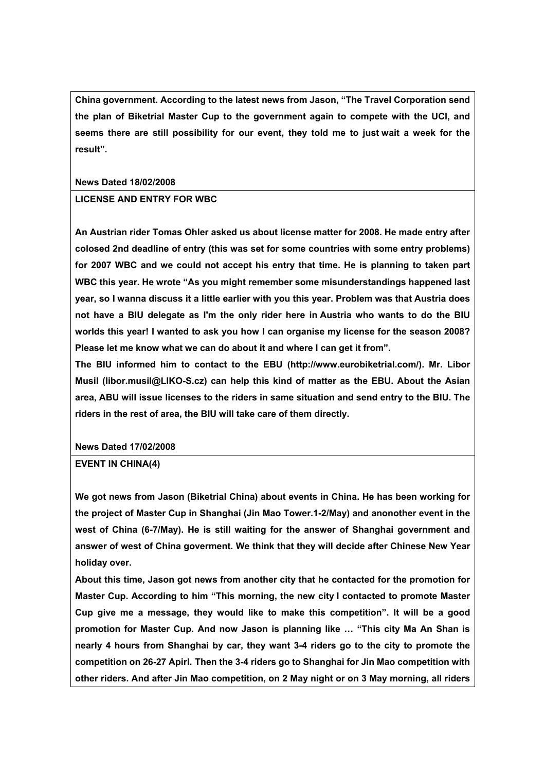**China government. According to the latest news from Jason, "The Travel Corporation send the plan of Biketrial Master Cup to the government again to compete with the UCI, and seems there are still possibility for our event, they told me to just wait a week for the result".**

**News Dated 18/02/2008**

**LICENSE AND ENTRY FOR WBC**

**An Austrian rider Tomas Ohler asked us about license matter for 2008. He made entry after colosed 2nd deadline of entry (this was set for some countries with some entry problems) for 2007 WBC and we could not accept his entry that time. He is planning to taken part WBC this year. He wrote "As you might remember some misunderstandings happened last year, so I wanna discuss it a little earlier with you this year. Problem was that Austria does not have a BIU delegate as I'm the only rider here in Austria who wants to do the BIU worlds this year! I wanted to ask you how I can organise my license for the season 2008? Please let me know what we can do about it and where I can get it from".**

**The BIU informed him to contact to the EBU (http://www.eurobiketrial.com/). Mr. Libor Musil (libor.musil@LIKO-S.cz) can help this kind of matter as the EBU. About the Asian area, ABU will issue licenses to the riders in same situation and send entry to the BIU. The riders in the rest of area, the BIU will take care of them directly.**

**News Dated 17/02/2008**

**EVENT IN CHINA(4)**

**We got news from Jason (Biketrial China) about events in China. He has been working for the project of Master Cup in Shanghai (Jin Mao Tower.1-2/May) and anonother event in the west of China (6-7/May). He is still waiting for the answer of Shanghai government and answer of west of China goverment. We think that they will decide after Chinese New Year holiday over.**

**About this time, Jason got news from another city that he contacted for the promotion for Master Cup. According to him "This morning, the new city I contacted to promote Master Cup give me a message, they would like to make this competition". It will be a good promotion for Master Cup. And now Jason is planning like … "This city Ma An Shan is nearly 4 hours from Shanghai by car, they want 3-4 riders go to the city to promote the competition on 26-27 Apirl. Then the 3-4 riders go to Shanghai for Jin Mao competition with other riders. And after Jin Mao competition, on 2 May night or on 3 May morning, all riders**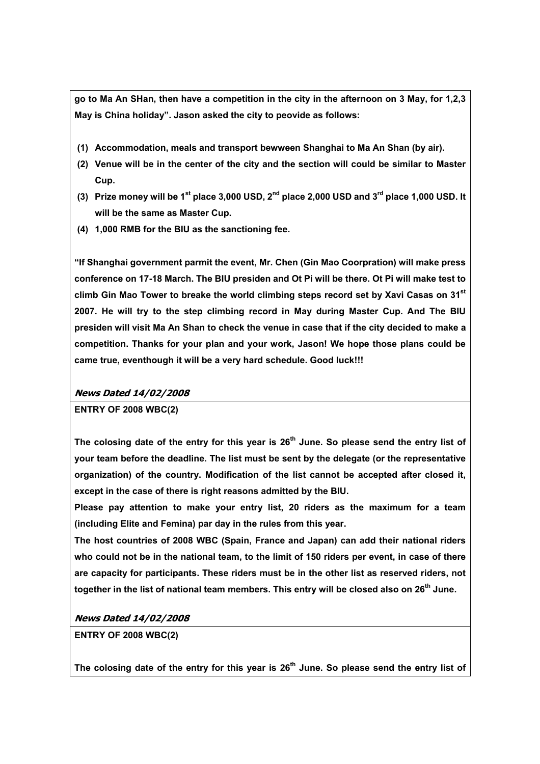**go to Ma An SHan, then have a competition in the city in the afternoon on 3 May, for 1,2,3 May is China holiday". Jason asked the city to peovide as follows:**

1. **Accommodation, meals and transport bewween Shanghai to Ma An Shan (by air).**
2. **Venue will be in the center of the city and the section will could be similar to Master Cup.**
3. **Prize money will be 1st place 3,000 USD, 2nd place 2,000 USD and 3rd place 1,000 USD. It will be the same as Master Cup.**
4. **1,000 RMB for the BIU as the sanctioning fee.**

**"If Shanghai government parmit the event, Mr. Chen (Gin Mao Coorpration) will make press conference on 17-18 March. The BIU presiden and Ot Pi will be there. Ot Pi will make test to climb Gin Mao Tower to breake the world climbing steps record set by Xavi Casas on 31st 2007. He will try to the step climbing record in May during Master Cup. And The BIU presiden will visit Ma An Shan to check the venue in case that if the city decided to make a competition. Thanks for your plan and your work, Jason! We hope those plans could be came true, eventhough it will be a very hard schedule. Good luck!!!**

***News Dated 14/02/2008***

**ENTRY OF 2008 WBC(2)**

**The colosing date of the entry for this year is 26th June. So please send the entry list of your team before the deadline. The list must be sent by the delegate (or the representative organization) of the country. Modification of the list cannot be accepted after closed it, except in the case of there is right reasons admitted by the BIU.**

**Please pay attention to make your entry list, 20 riders as the maximum for a team (including Elite and Femina) par day in the rules from this year.**

**The host countries of 2008 WBC (Spain, France and Japan) can add their national riders who could not be in the national team, to the limit of 150 riders per event, in case of there are capacity for participants. These riders must be in the other list as reserved riders, not together in the list of national team members. This entry will be closed also on 26th June.**

***News Dated 14/02/2008***

**ENTRY OF 2008 WBC(2)**

**The colosing date of the entry for this year is 26th June. So please send the entry list of**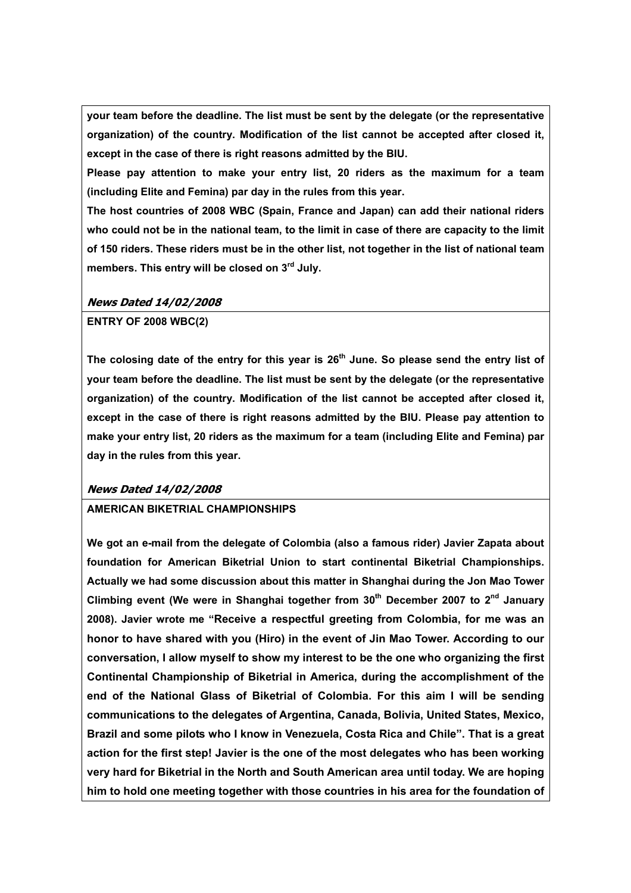**your team before the deadline. The list must be sent by the delegate (or the representative organization) of the country. Modification of the list cannot be accepted after closed it, except in the case of there is right reasons admitted by the BIU.**

**Please pay attention to make your entry list, 20 riders as the maximum for a team (including Elite and Femina) par day in the rules from this year.**

**The host countries of 2008 WBC (Spain, France and Japan) can add their national riders who could not be in the national team, to the limit in case of there are capacity to the limit of 150 riders. These riders must be in the other list, not together in the list of national team members. This entry will be closed on 3rd July.**

***News Dated 14/02/2008***

**ENTRY OF 2008 WBC(2)**

**The colosing date of the entry for this year is 26th June. So please send the entry list of your team before the deadline. The list must be sent by the delegate (or the representative organization) of the country. Modification of the list cannot be accepted after closed it, except in the case of there is right reasons admitted by the BIU. Please pay attention to make your entry list, 20 riders as the maximum for a team (including Elite and Femina) par day in the rules from this year.**

***News Dated 14/02/2008***

**AMERICAN BIKETRIAL CHAMPIONSHIPS**

**We got an e-mail from the delegate of Colombia (also a famous rider) Javier Zapata about foundation for American Biketrial Union to start continental Biketrial Championships. Actually we had some discussion about this matter in Shanghai during the Jon Mao Tower Climbing event (We were in Shanghai together from 30th December 2007 to 2nd January 2008). Javier wrote me "Receive a respectful greeting from Colombia, for me was an honor to have shared with you (Hiro) in the event of Jin Mao Tower. According to our conversation, I allow myself to show my interest to be the one who organizing the first Continental Championship of Biketrial in America, during the accomplishment of the end of the National Glass of Biketrial of Colombia. For this aim I will be sending communications to the delegates of Argentina, Canada, Bolivia, United States, Mexico, Brazil and some pilots who I know in Venezuela, Costa Rica and Chile". That is a great action for the first step! Javier is the one of the most delegates who has been working very hard for Biketrial in the North and South American area until today. We are hoping him to hold one meeting together with those countries in his area for the foundation of**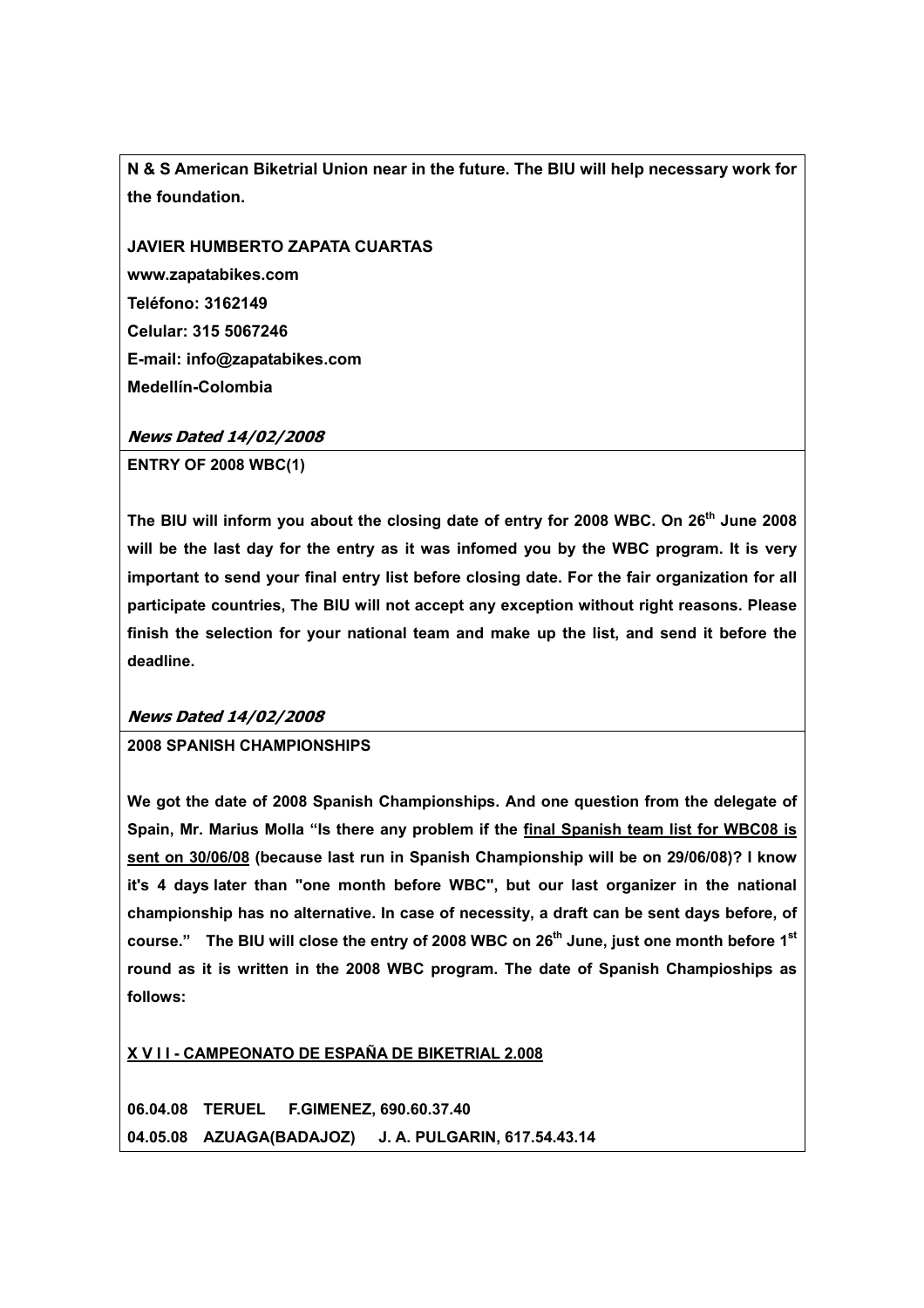**N & S American Biketrial Union near in the future. The BIU will help necessary work for the foundation.**

**JAVIER HUMBERTO ZAPATA CUARTAS**
**www.zapatabikes.com**
**Teléfono: 3162149**
**Celular: 315 5067246**
**E-mail: info@zapatabikes.com**
**Medellín-Colombia**

***News Dated 14/02/2008***

**ENTRY OF 2008 WBC(1)**

**The BIU will inform you about the closing date of entry for 2008 WBC. On 26th June 2008 will be the last day for the entry as it was infomed you by the WBC program. It is very important to send your final entry list before closing date. For the fair organization for all participate countries, The BIU will not accept any exception without right reasons. Please finish the selection for your national team and make up the list, and send it before the deadline.**

***News Dated 14/02/2008***

**2008 SPANISH CHAMPIONSHIPS**

**We got the date of 2008 Spanish Championships. And one question from the delegate of Spain, Mr. Marius Molla "Is there any problem if the <u>final Spanish team list for WBC08 is sent on 30/06/08</u> (because last run in Spanish Championship will be on 29/06/08)? I know it's 4 days later than "one month before WBC", but our last organizer in the national championship has no alternative. In case of necessity, a draft can be sent days before, of course." The BIU will close the entry of 2008 WBC on 26th June, just one month before 1st round as it is written in the 2008 WBC program. The date of Spanish Champioships as follows:**

**<u>X V I I - CAMPEONATO DE ESPAÑA DE BIKETRIAL 2.008</u>**

**06.04.08 TERUEL F.GIMENEZ, 690.60.37.40**
**04.05.08 AZUAGA(BADAJOZ) J. A. PULGARIN, 617.54.43.14**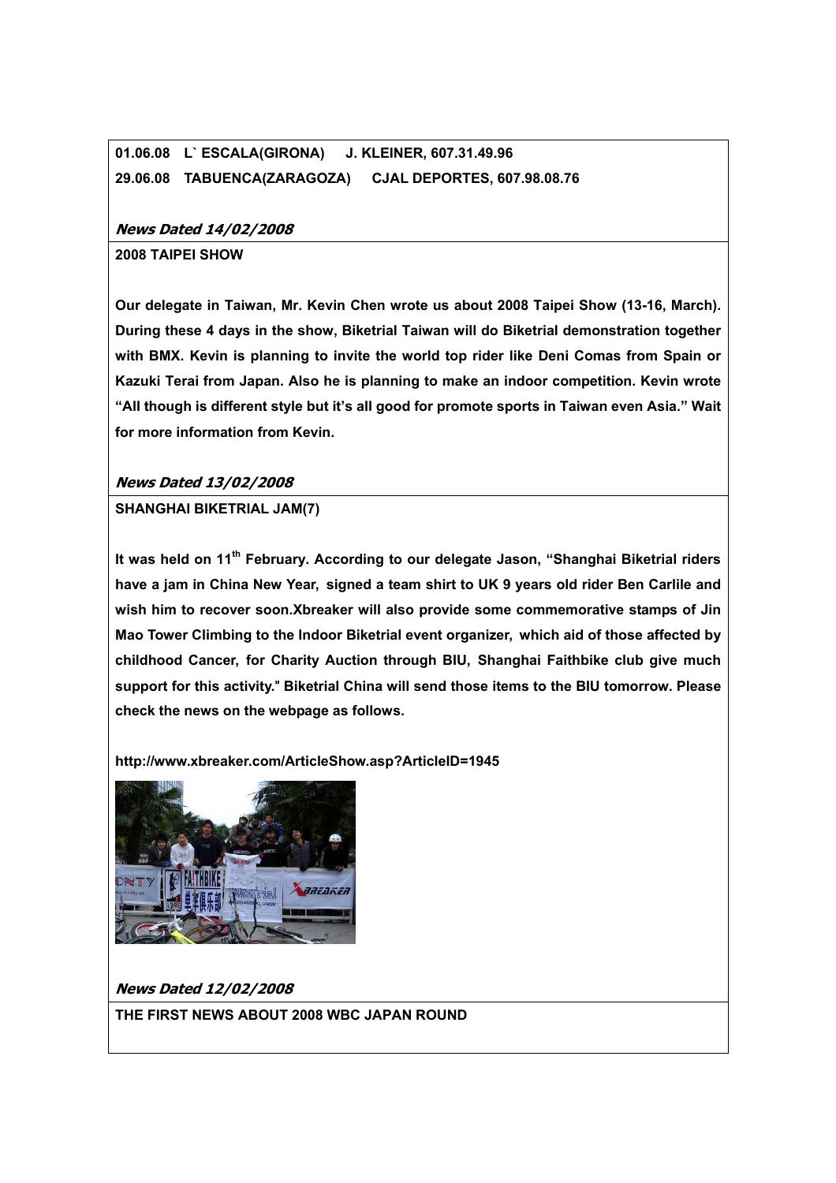**01.06.08 L` ESCALA(GIRONA) J. KLEINER, 607.31.49.96**

**29.06.08 TABUENCA(ZARAGOZA) CJAL DEPORTES, 607.98.08.76**

***News Dated 14/02/2008***

**2008 TAIPEI SHOW**

**Our delegate in Taiwan, Mr. Kevin Chen wrote us about 2008 Taipei Show (13-16, March). During these 4 days in the show, Biketrial Taiwan will do Biketrial demonstration together with BMX. Kevin is planning to invite the world top rider like Deni Comas from Spain or Kazuki Terai from Japan. Also he is planning to make an indoor competition. Kevin wrote "All though is different style but it's all good for promote sports in Taiwan even Asia." Wait for more information from Kevin.**

***News Dated 13/02/2008***

**SHANGHAI BIKETRIAL JAM(7)**

**It was held on 11th February. According to our delegate Jason, "Shanghai Biketrial riders have a jam in China New Year, signed a team shirt to UK 9 years old rider Ben Carlile and wish him to recover soon.Xbreaker will also provide some commemorative stamps of Jin Mao Tower Climbing to the Indoor Biketrial event organizer, which aid of those affected by childhood Cancer, for Charity Auction through BIU, Shanghai Faithbike club give much support for this activity." Biketrial China will send those items to the BIU tomorrow. Please check the news on the webpage as follows.**

**http://www.xbreaker.com/ArticleShow.asp?ArticleID=1945**

***News Dated 12/02/2008***

**THE FIRST NEWS ABOUT 2008 WBC JAPAN ROUND**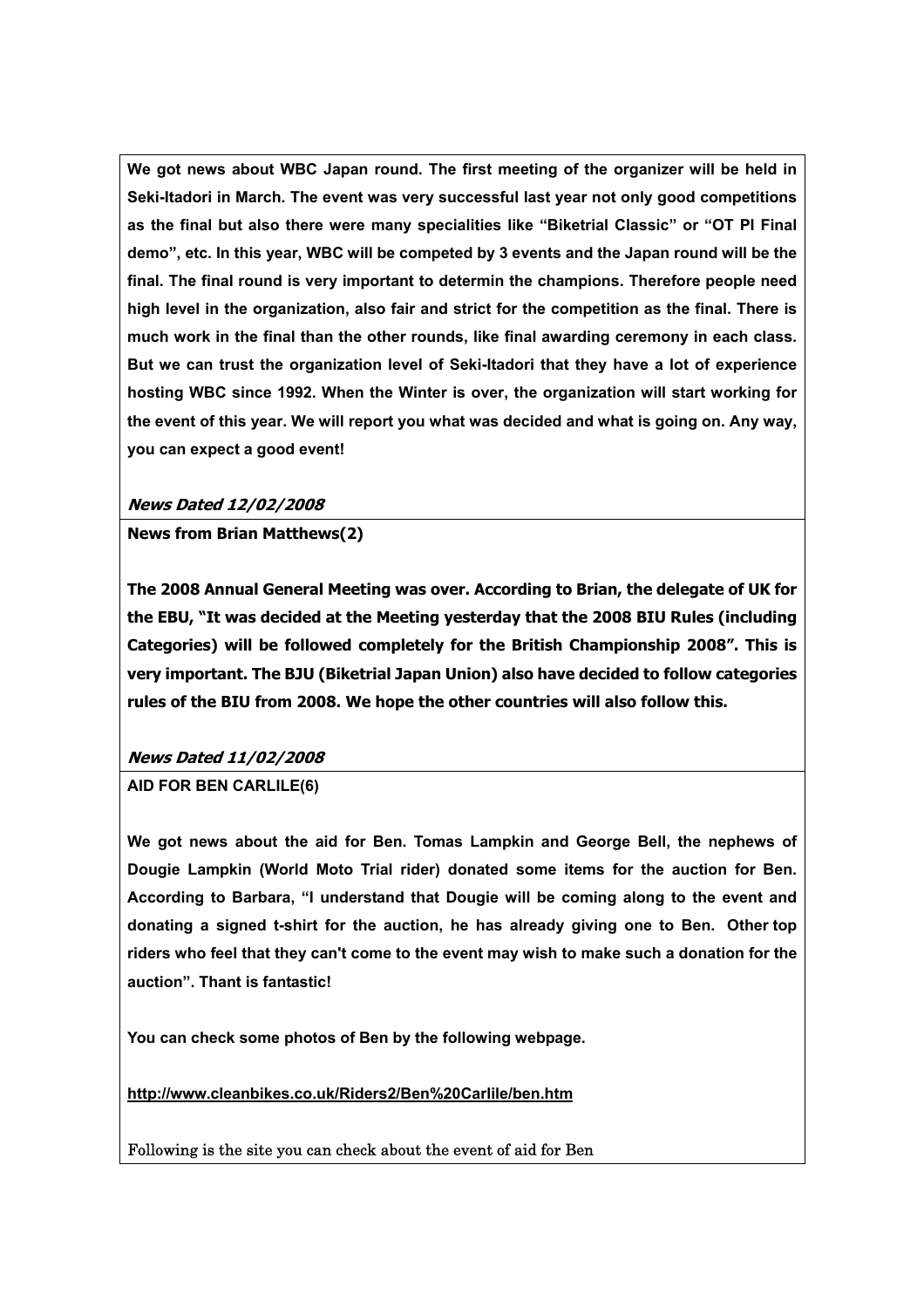**We got news about WBC Japan round. The first meeting of the organizer will be held in Seki-Itadori in March. The event was very successful last year not only good competitions as the final but also there were many specialities like "Biketrial Classic" or "OT PI Final demo", etc. In this year, WBC will be competed by 3 events and the Japan round will be the final. The final round is very important to determin the champions. Therefore people need high level in the organization, also fair and strict for the competition as the final. There is much work in the final than the other rounds, like final awarding ceremony in each class. But we can trust the organization level of Seki-Itadori that they have a lot of experience hosting WBC since 1992. When the Winter is over, the organization will start working for the event of this year. We will report you what was decided and what is going on. Any way, you can expect a good event!**

***News Dated 12/02/2008***

**News from Brian Matthews(2)**

**The 2008 Annual General Meeting was over. According to Brian, the delegate of UK for the EBU, "It was decided at the Meeting yesterday that the 2008 BIU Rules (including Categories) will be followed completely for the British Championship 2008". This is very important. The BJU (Biketrial Japan Union) also have decided to follow categories rules of the BIU from 2008. We hope the other countries will also follow this.**

***News Dated 11/02/2008***

**AID FOR BEN CARLILE(6)**

**We got news about the aid for Ben. Tomas Lampkin and George Bell, the nephews of Dougie Lampkin (World Moto Trial rider) donated some items for the auction for Ben. According to Barbara, "I understand that Dougie will be coming along to the event and donating a signed t-shirt for the auction, he has already giving one to Ben. Other top riders who feel that they can't come to the event may wish to make such a donation for the auction". Thant is fantastic!**

**You can check some photos of Ben by the following webpage.**

**http://www.cleanbikes.co.uk/Riders2/Ben%20Carlile/ben.htm**

Following is the site you can check about the event of aid for Ben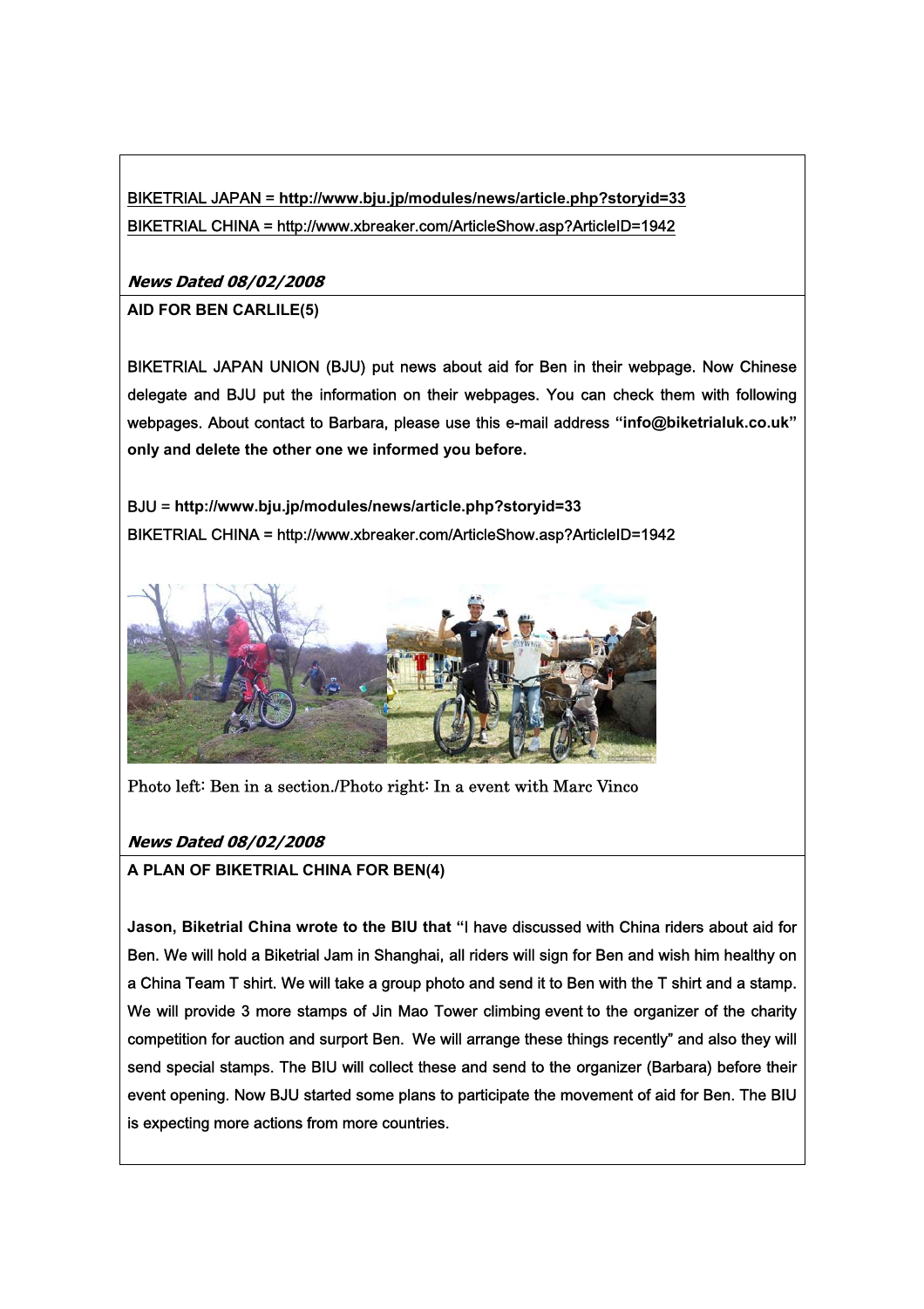BIKETRIAL JAPAN = **http://www.bju.jp/modules/news/article.php?storyid=33**
BIKETRIAL CHINA = http://www.xbreaker.com/ArticleShow.asp?ArticleID=1942

***News Dated 08/02/2008***

**AID FOR BEN CARLILE(5)**

BIKETRIAL JAPAN UNION (BJU) put news about aid for Ben in their webpage. Now Chinese delegate and BJU put the information on their webpages. You can check them with following webpages. About contact to Barbara, please use this e-mail address **"info@biketrialuk.co.uk" only and delete the other one we informed you before.**

BJU = **http://www.bju.jp/modules/news/article.php?storyid=33**
BIKETRIAL CHINA = http://www.xbreaker.com/ArticleShow.asp?ArticleID=1942

Photo left: Ben in a section./Photo right: In a event with Marc Vinco

***News Dated 08/02/2008***

**A PLAN OF BIKETRIAL CHINA FOR BEN(4)**

**Jason, Biketrial China wrote to the BIU that "**I have discussed with China riders about aid for Ben. We will hold a Biketrial Jam in Shanghai, all riders will sign for Ben and wish him healthy on a China Team T shirt. We will take a group photo and send it to Ben with the T shirt and a stamp. We will provide 3 more stamps of Jin Mao Tower climbing event to the organizer of the charity competition for auction and surport Ben. We will arrange these things recently" and also they will send special stamps. The BIU will collect these and send to the organizer (Barbara) before their event opening. Now BJU started some plans to participate the movement of aid for Ben. The BIU is expecting more actions from more countries.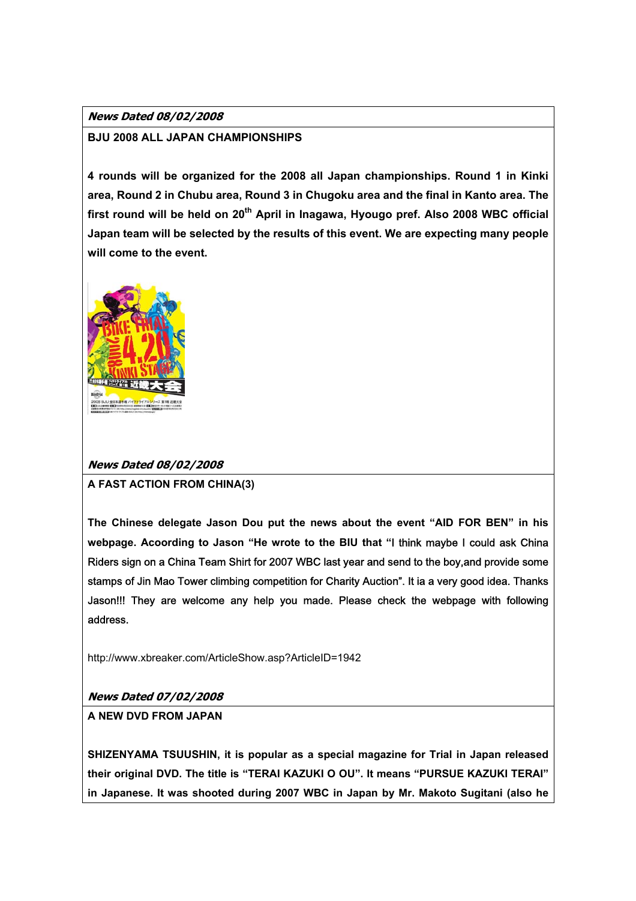***News Dated 08/02/2008***

**BJU 2008 ALL JAPAN CHAMPIONSHIPS**

**4 rounds will be organized for the 2008 all Japan championships. Round 1 in Kinki area, Round 2 in Chubu area, Round 3 in Chugoku area and the final in Kanto area. The first round will be held on 20th April in Inagawa, Hyougo pref. Also 2008 WBC official Japan team will be selected by the results of this event. We are expecting many people will come to the event.**

***News Dated 08/02/2008***

**A FAST ACTION FROM CHINA(3)**

**The Chinese delegate Jason Dou put the news about the event "AID FOR BEN" in his webpage. Acoording to Jason "He wrote to the BIU that "**I think maybe I could ask China Riders sign on a China Team Shirt for 2007 WBC last year and send to the boy,and provide some stamps of Jin Mao Tower climbing competition for Charity Auction". It ia a very good idea. Thanks Jason!!! They are welcome any help you made. Please check the webpage with following address.

http://www.xbreaker.com/ArticleShow.asp?ArticleID=1942

***News Dated 07/02/2008***

**A NEW DVD FROM JAPAN**

**SHIZENYAMA TSUUSHIN, it is popular as a special magazine for Trial in Japan released their original DVD. The title is "TERAI KAZUKI O OU". It means "PURSUE KAZUKI TERAI" in Japanese. It was shooted during 2007 WBC in Japan by Mr. Makoto Sugitani (also he**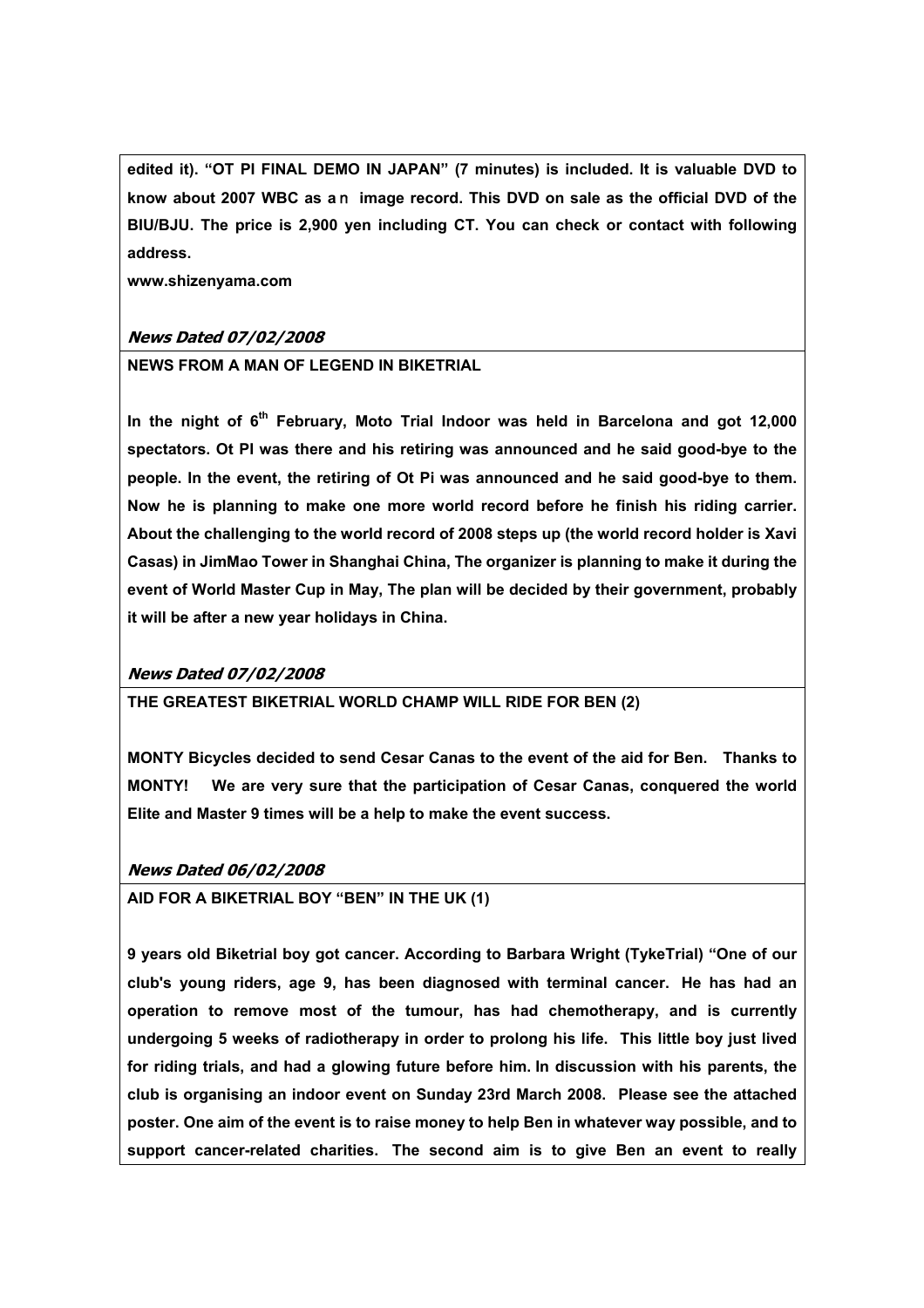**edited it). "OT PI FINAL DEMO IN JAPAN" (7 minutes) is included. It is valuable DVD to know about 2007 WBC as an image record. This DVD on sale as the official DVD of the BIU/BJU. The price is 2,900 yen including CT. You can check or contact with following address.**

**www.shizenyama.com**

***News Dated 07/02/2008***

**NEWS FROM A MAN OF LEGEND IN BIKETRIAL**

**In the night of 6th February, Moto Trial Indoor was held in Barcelona and got 12,000 spectators. Ot PI was there and his retiring was announced and he said good-bye to the people. In the event, the retiring of Ot Pi was announced and he said good-bye to them. Now he is planning to make one more world record before he finish his riding carrier. About the challenging to the world record of 2008 steps up (the world record holder is Xavi Casas) in JimMao Tower in Shanghai China, The organizer is planning to make it during the event of World Master Cup in May, The plan will be decided by their government, probably it will be after a new year holidays in China.**

***News Dated 07/02/2008***

**THE GREATEST BIKETRIAL WORLD CHAMP WILL RIDE FOR BEN (2)**

**MONTY Bicycles decided to send Cesar Canas to the event of the aid for Ben. Thanks to MONTY! We are very sure that the participation of Cesar Canas, conquered the world Elite and Master 9 times will be a help to make the event success.**

***News Dated 06/02/2008***

**AID FOR A BIKETRIAL BOY "BEN" IN THE UK (1)**

**9 years old Biketrial boy got cancer. According to Barbara Wright (TykeTrial) "One of our club's young riders, age 9, has been diagnosed with terminal cancer. He has had an operation to remove most of the tumour, has had chemotherapy, and is currently undergoing 5 weeks of radiotherapy in order to prolong his life. This little boy just lived for riding trials, and had a glowing future before him. In discussion with his parents, the club is organising an indoor event on Sunday 23rd March 2008. Please see the attached poster. One aim of the event is to raise money to help Ben in whatever way possible, and to support cancer-related charities. The second aim is to give Ben an event to really**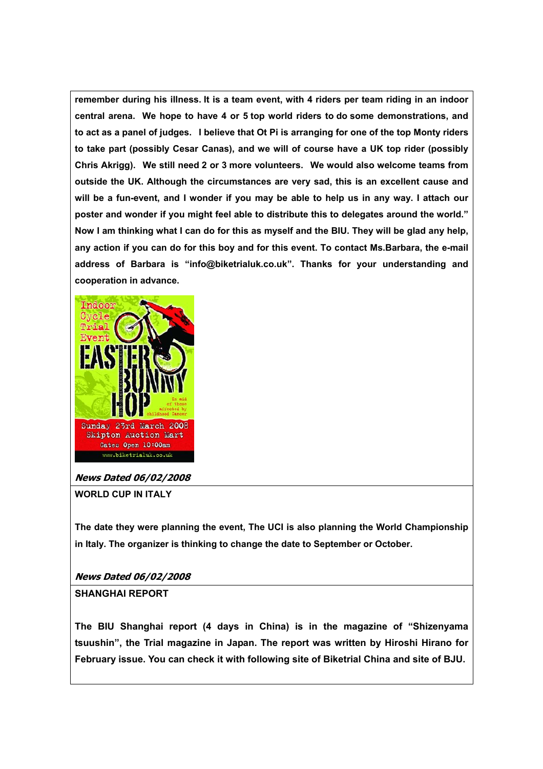**remember during his illness. It is a team event, with 4 riders per team riding in an indoor central arena. We hope to have 4 or 5 top world riders to do some demonstrations, and to act as a panel of judges. I believe that Ot Pi is arranging for one of the top Monty riders to take part (possibly Cesar Canas), and we will of course have a UK top rider (possibly Chris Akrigg). We still need 2 or 3 more volunteers. We would also welcome teams from outside the UK. Although the circumstances are very sad, this is an excellent cause and will be a fun-event, and I wonder if you may be able to help us in any way. I attach our poster and wonder if you might feel able to distribute this to delegates around the world." Now I am thinking what I can do for this as myself and the BIU. They will be glad any help, any action if you can do for this boy and for this event. To contact Ms.Barbara, the e-mail address of Barbara is "info@biketrialuk.co.uk". Thanks for your understanding and cooperation in advance.**

Indoor Cycle Trial Event

EASTER BUNNY HOP

In aid of those affected by childhood Cancer

Sunday 23rd March 2008
Skipton Auction Mart
Gates Open 10:00am
www.biketrialuk.co.uk

***News Dated 06/02/2008***

**WORLD CUP IN ITALY**

**The date they were planning the event, The UCI is also planning the World Championship in Italy. The organizer is thinking to change the date to September or October.**

***News Dated 06/02/2008***

**SHANGHAI REPORT**

**The BIU Shanghai report (4 days in China) is in the magazine of "Shizenyama tsuushin", the Trial magazine in Japan. The report was written by Hiroshi Hirano for February issue. You can check it with following site of Biketrial China and site of BJU.**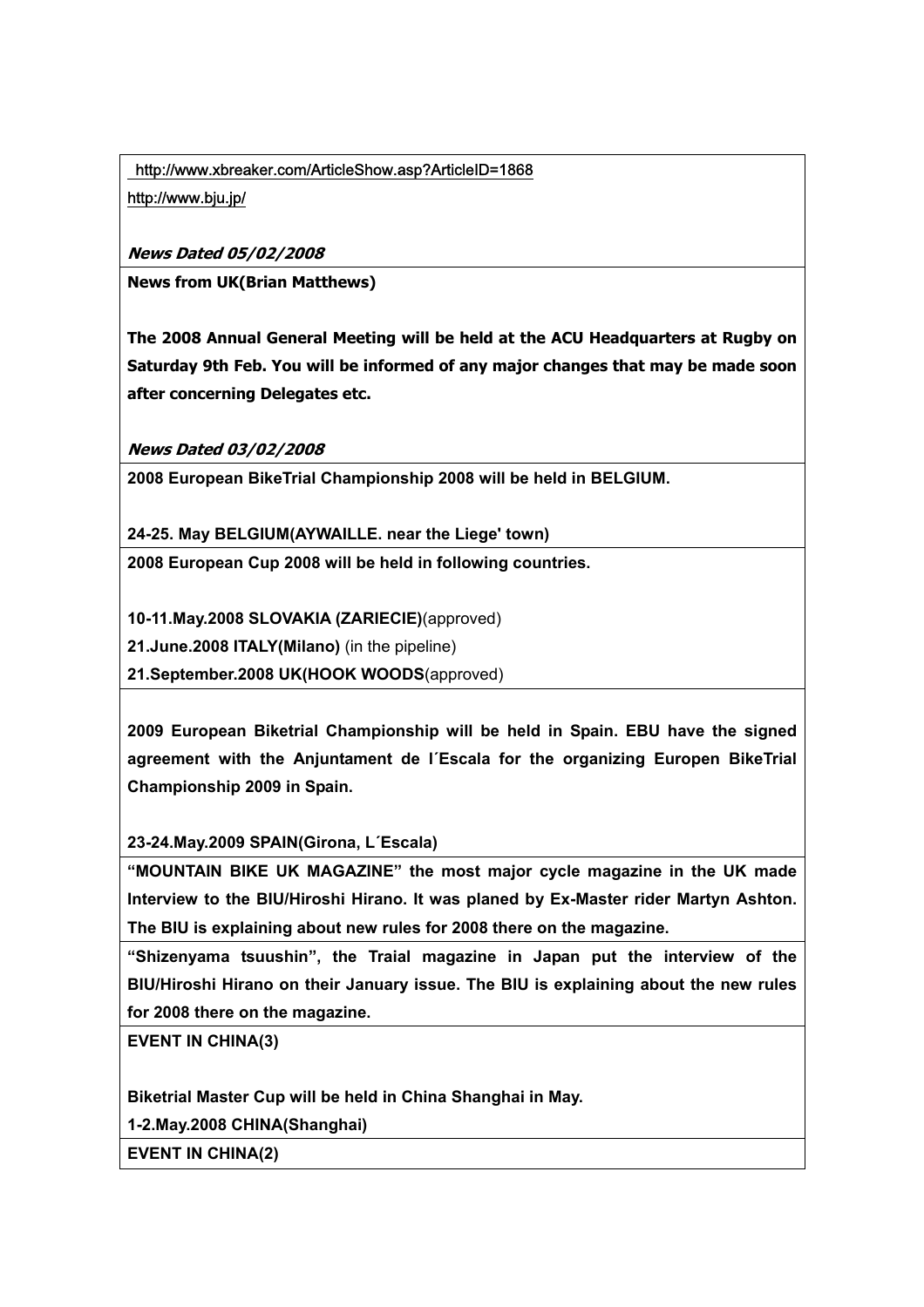http://www.xbreaker.com/ArticleShow.asp?ArticleID=1868
http://www.bju.jp/

***News Dated 05/02/2008***

**News from UK(Brian Matthews)**

**The 2008 Annual General Meeting will be held at the ACU Headquarters at Rugby on Saturday 9th Feb. You will be informed of any major changes that may be made soon after concerning Delegates etc.**

***News Dated 03/02/2008***

**2008 European BikeTrial Championship 2008 will be held in BELGIUM.**

**24-25. May BELGIUM(AYWAILLE. near the Liege' town)**

**2008 European Cup 2008 will be held in following countries.**

**10-11.May.2008 SLOVAKIA (ZARIECIE)**(approved)
**21.June.2008 ITALY(Milano)** (in the pipeline)
**21.September.2008 UK(HOOK WOODS**(approved)

**2009 European Biketrial Championship will be held in Spain. EBU have the signed agreement with the Anjuntament de l´Escala for the organizing Europen BikeTrial Championship 2009 in Spain.**

**23-24.May.2009 SPAIN(Girona, L´Escala)**

**"MOUNTAIN BIKE UK MAGAZINE" the most major cycle magazine in the UK made Interview to the BIU/Hiroshi Hirano. It was planed by Ex-Master rider Martyn Ashton. The BIU is explaining about new rules for 2008 there on the magazine.**

**"Shizenyama tsuushin", the Traial magazine in Japan put the interview of the BIU/Hiroshi Hirano on their January issue. The BIU is explaining about the new rules for 2008 there on the magazine.**

**EVENT IN CHINA(3)**

**Biketrial Master Cup will be held in China Shanghai in May.**
**1-2.May.2008 CHINA(Shanghai)**

**EVENT IN CHINA(2)**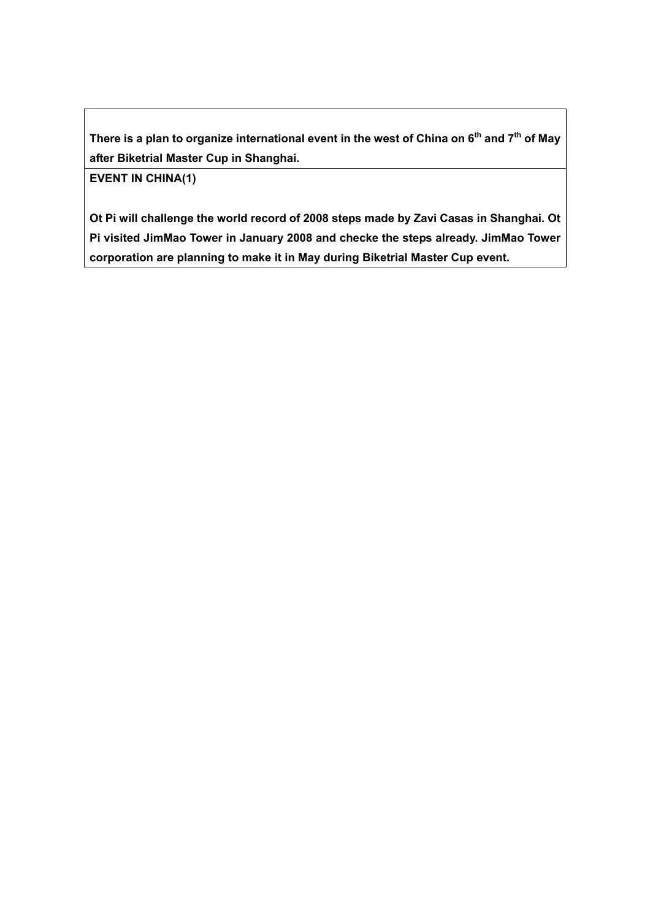**There is a plan to organize international event in the west of China on 6th and 7th of May after Biketrial Master Cup in Shanghai.**

**EVENT IN CHINA(1)**

**Ot Pi will challenge the world record of 2008 steps made by Zavi Casas in Shanghai. Ot Pi visited JimMao Tower in January 2008 and checke the steps already. JimMao Tower corporation are planning to make it in May during Biketrial Master Cup event.**